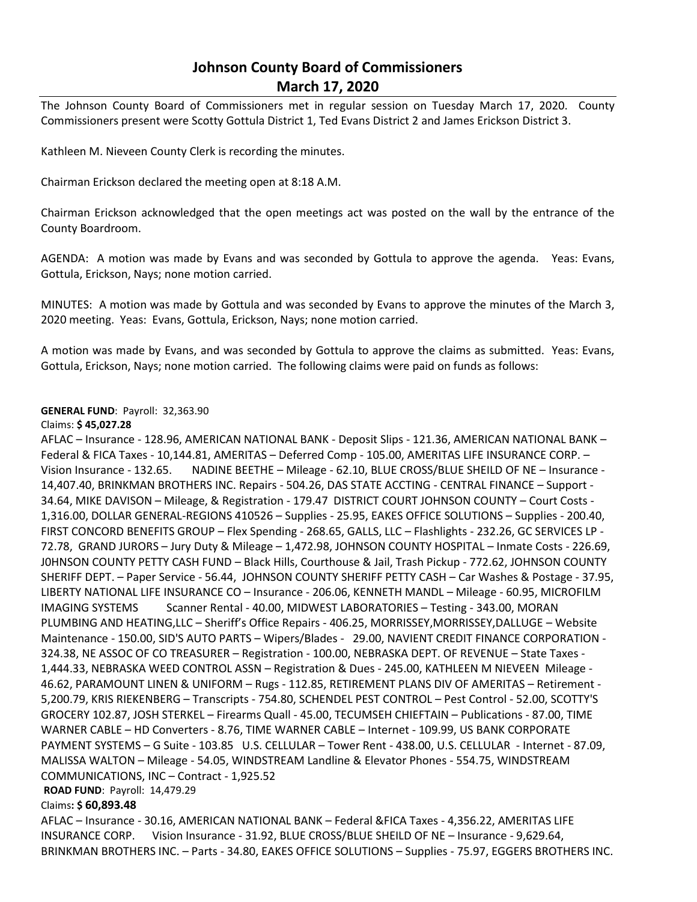# Johnson County Board of Commissioners
## March 17, 2020

The Johnson County Board of Commissioners met in regular session on Tuesday March 17, 2020. County Commissioners present were Scotty Gottula District 1, Ted Evans District 2 and James Erickson District 3.

Kathleen M. Nieveen County Clerk is recording the minutes.

Chairman Erickson declared the meeting open at 8:18 A.M.

Chairman Erickson acknowledged that the open meetings act was posted on the wall by the entrance of the County Boardroom.

AGENDA: A motion was made by Evans and was seconded by Gottula to approve the agenda. Yeas: Evans, Gottula, Erickson, Nays; none motion carried.

MINUTES: A motion was made by Gottula and was seconded by Evans to approve the minutes of the March 3, 2020 meeting. Yeas: Evans, Gottula, Erickson, Nays; none motion carried.

A motion was made by Evans, and was seconded by Gottula to approve the claims as submitted. Yeas: Evans, Gottula, Erickson, Nays; none motion carried. The following claims were paid on funds as follows:

**GENERAL FUND**: Payroll: 32,363.90

Claims: **$ 45,027.28**

AFLAC – Insurance - 128.96, AMERICAN NATIONAL BANK - Deposit Slips - 121.36, AMERICAN NATIONAL BANK – Federal & FICA Taxes - 10,144.81, AMERITAS – Deferred Comp - 105.00, AMERITAS LIFE INSURANCE CORP. – Vision Insurance - 132.65. NADINE BEETHE – Mileage - 62.10, BLUE CROSS/BLUE SHEILD OF NE – Insurance - 14,407.40, BRINKMAN BROTHERS INC. Repairs - 504.26, DAS STATE ACCTING - CENTRAL FINANCE – Support - 34.64, MIKE DAVISON – Mileage, & Registration - 179.47 DISTRICT COURT JOHNSON COUNTY – Court Costs - 1,316.00, DOLLAR GENERAL-REGIONS 410526 – Supplies - 25.95, EAKES OFFICE SOLUTIONS – Supplies - 200.40, FIRST CONCORD BENEFITS GROUP – Flex Spending - 268.65, GALLS, LLC – Flashlights - 232.26, GC SERVICES LP - 72.78, GRAND JURORS – Jury Duty & Mileage – 1,472.98, JOHNSON COUNTY HOSPITAL – Inmate Costs - 226.69, J0HNSON COUNTY PETTY CASH FUND – Black Hills, Courthouse & Jail, Trash Pickup - 772.62, JOHNSON COUNTY SHERIFF DEPT. – Paper Service - 56.44, JOHNSON COUNTY SHERIFF PETTY CASH – Car Washes & Postage - 37.95, LIBERTY NATIONAL LIFE INSURANCE CO – Insurance - 206.06, KENNETH MANDL – Mileage - 60.95, MICROFILM IMAGING SYSTEMS Scanner Rental - 40.00, MIDWEST LABORATORIES – Testing - 343.00, MORAN PLUMBING AND HEATING,LLC – Sheriff's Office Repairs - 406.25, MORRISSEY,MORRISSEY,DALLUGE – Website Maintenance - 150.00, SID'S AUTO PARTS – Wipers/Blades - 29.00, NAVIENT CREDIT FINANCE CORPORATION - 324.38, NE ASSOC OF CO TREASURER – Registration - 100.00, NEBRASKA DEPT. OF REVENUE – State Taxes - 1,444.33, NEBRASKA WEED CONTROL ASSN – Registration & Dues - 245.00, KATHLEEN M NIEVEEN Mileage - 46.62, PARAMOUNT LINEN & UNIFORM – Rugs - 112.85, RETIREMENT PLANS DIV OF AMERITAS – Retirement - 5,200.79, KRIS RIEKENBERG – Transcripts - 754.80, SCHENDEL PEST CONTROL – Pest Control - 52.00, SCOTTY'S GROCERY 102.87, JOSH STERKEL – Firearms Quall - 45.00, TECUMSEH CHIEFTAIN – Publications - 87.00, TIME WARNER CABLE – HD Converters - 8.76, TIME WARNER CABLE – Internet - 109.99, US BANK CORPORATE PAYMENT SYSTEMS – G Suite - 103.85 U.S. CELLULAR – Tower Rent - 438.00, U.S. CELLULAR - Internet - 87.09, MALISSA WALTON – Mileage - 54.05, WINDSTREAM Landline & Elevator Phones - 554.75, WINDSTREAM COMMUNICATIONS, INC – Contract - 1,925.52

**ROAD FUND**: Payroll: 14,479.29

Claims**: $ 60,893.48**

AFLAC – Insurance - 30.16, AMERICAN NATIONAL BANK – Federal &FICA Taxes - 4,356.22, AMERITAS LIFE INSURANCE CORP. Vision Insurance - 31.92, BLUE CROSS/BLUE SHEILD OF NE – Insurance - 9,629.64, BRINKMAN BROTHERS INC. – Parts - 34.80, EAKES OFFICE SOLUTIONS – Supplies - 75.97, EGGERS BROTHERS INC.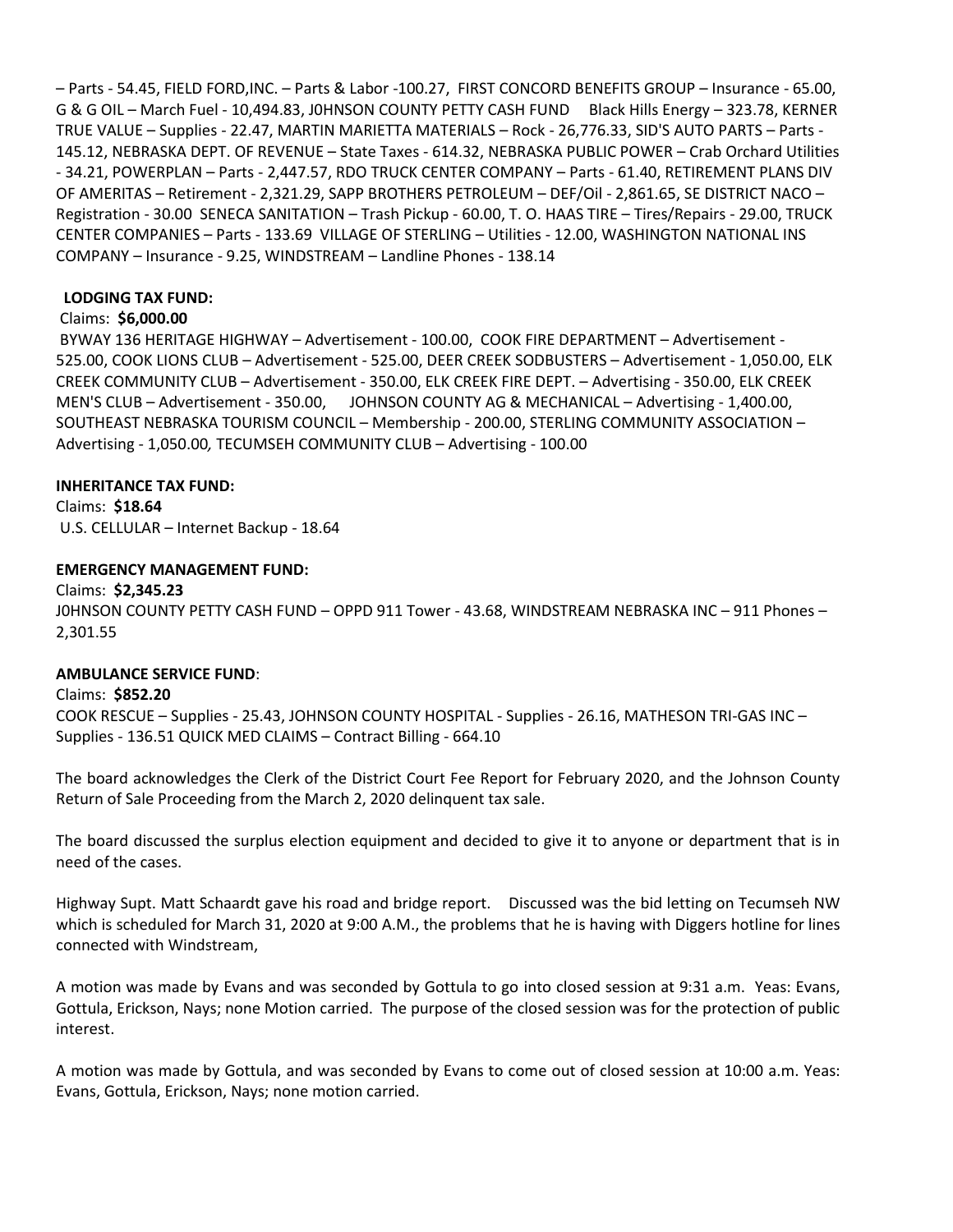– Parts - 54.45, FIELD FORD,INC. – Parts & Labor -100.27, FIRST CONCORD BENEFITS GROUP – Insurance - 65.00, G & G OIL – March Fuel - 10,494.83, J0HNSON COUNTY PETTY CASH FUND Black Hills Energy – 323.78, KERNER TRUE VALUE – Supplies - 22.47, MARTIN MARIETTA MATERIALS – Rock - 26,776.33, SID'S AUTO PARTS – Parts - 145.12, NEBRASKA DEPT. OF REVENUE – State Taxes - 614.32, NEBRASKA PUBLIC POWER – Crab Orchard Utilities - 34.21, POWERPLAN – Parts - 2,447.57, RDO TRUCK CENTER COMPANY – Parts - 61.40, RETIREMENT PLANS DIV OF AMERITAS – Retirement - 2,321.29, SAPP BROTHERS PETROLEUM – DEF/Oil - 2,861.65, SE DISTRICT NACO – Registration - 30.00 SENECA SANITATION – Trash Pickup - 60.00, T. O. HAAS TIRE – Tires/Repairs - 29.00, TRUCK CENTER COMPANIES – Parts - 133.69 VILLAGE OF STERLING – Utilities - 12.00, WASHINGTON NATIONAL INS COMPANY – Insurance - 9.25, WINDSTREAM – Landline Phones - 138.14

**LODGING TAX FUND:**

Claims: **$6,000.00**

BYWAY 136 HERITAGE HIGHWAY – Advertisement - 100.00, COOK FIRE DEPARTMENT – Advertisement - 525.00, COOK LIONS CLUB – Advertisement - 525.00, DEER CREEK SODBUSTERS – Advertisement - 1,050.00, ELK CREEK COMMUNITY CLUB – Advertisement - 350.00, ELK CREEK FIRE DEPT. – Advertising - 350.00, ELK CREEK MEN'S CLUB – Advertisement - 350.00, JOHNSON COUNTY AG & MECHANICAL – Advertising - 1,400.00, SOUTHEAST NEBRASKA TOURISM COUNCIL – Membership - 200.00, STERLING COMMUNITY ASSOCIATION – Advertising - 1,050.00, TECUMSEH COMMUNITY CLUB – Advertising - 100.00

**INHERITANCE TAX FUND:**

Claims: **$18.64**

U.S. CELLULAR – Internet Backup - 18.64

**EMERGENCY MANAGEMENT FUND:**

Claims: **$2,345.23**

J0HNSON COUNTY PETTY CASH FUND – OPPD 911 Tower - 43.68, WINDSTREAM NEBRASKA INC – 911 Phones – 2,301.55

**AMBULANCE SERVICE FUND**:

Claims: **$852.20**

COOK RESCUE – Supplies - 25.43, JOHNSON COUNTY HOSPITAL - Supplies - 26.16, MATHESON TRI-GAS INC – Supplies - 136.51 QUICK MED CLAIMS – Contract Billing - 664.10

The board acknowledges the Clerk of the District Court Fee Report for February 2020, and the Johnson County Return of Sale Proceeding from the March 2, 2020 delinquent tax sale.

The board discussed the surplus election equipment and decided to give it to anyone or department that is in need of the cases.

Highway Supt. Matt Schaardt gave his road and bridge report. Discussed was the bid letting on Tecumseh NW which is scheduled for March 31, 2020 at 9:00 A.M., the problems that he is having with Diggers hotline for lines connected with Windstream,

A motion was made by Evans and was seconded by Gottula to go into closed session at 9:31 a.m. Yeas: Evans, Gottula, Erickson, Nays; none Motion carried. The purpose of the closed session was for the protection of public interest.

A motion was made by Gottula, and was seconded by Evans to come out of closed session at 10:00 a.m. Yeas: Evans, Gottula, Erickson, Nays; none motion carried.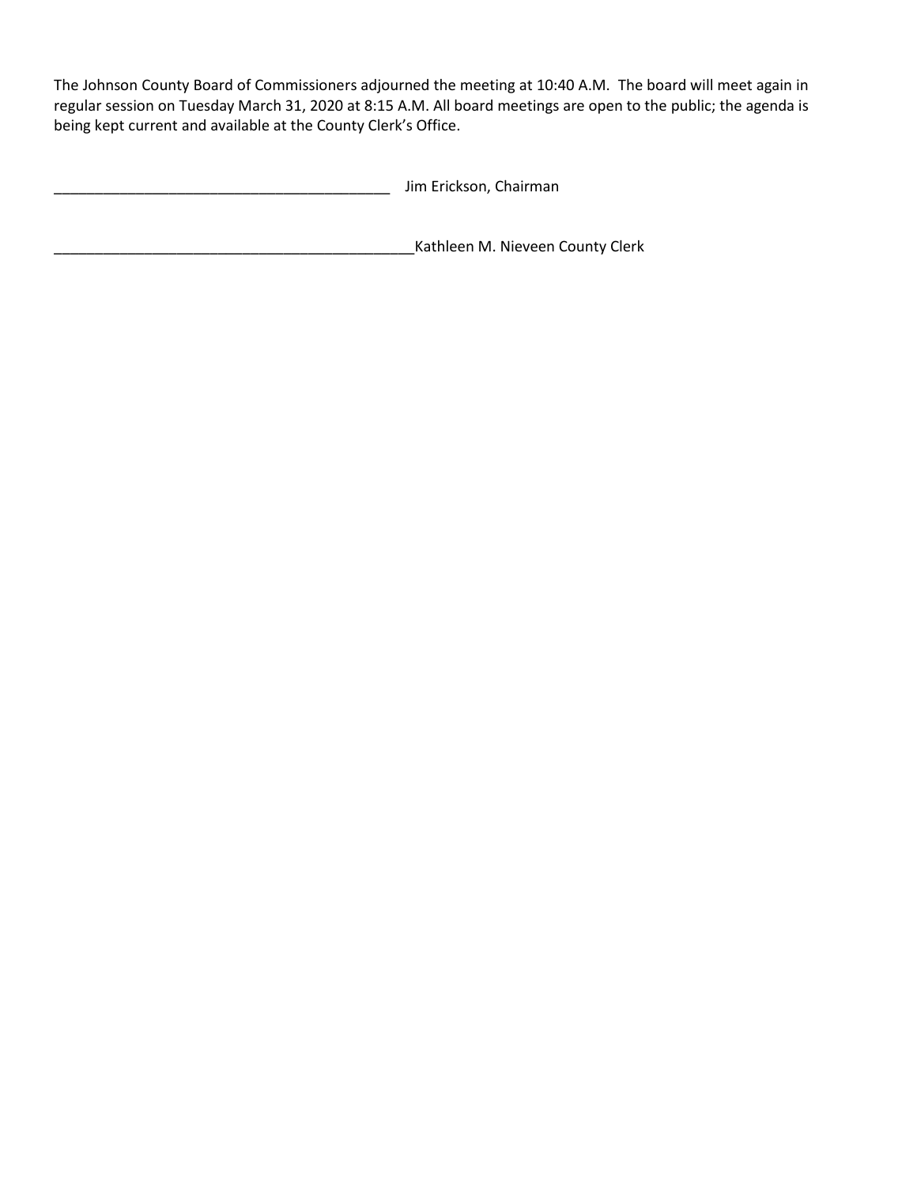The Johnson County Board of Commissioners adjourned the meeting at 10:40 A.M. The board will meet again in regular session on Tuesday March 31, 2020 at 8:15 A.M. All board meetings are open to the public; the agenda is being kept current and available at the County Clerk's Office.

___________________________________________ Jim Erickson, Chairman

______________________________________________Kathleen M. Nieveen County Clerk